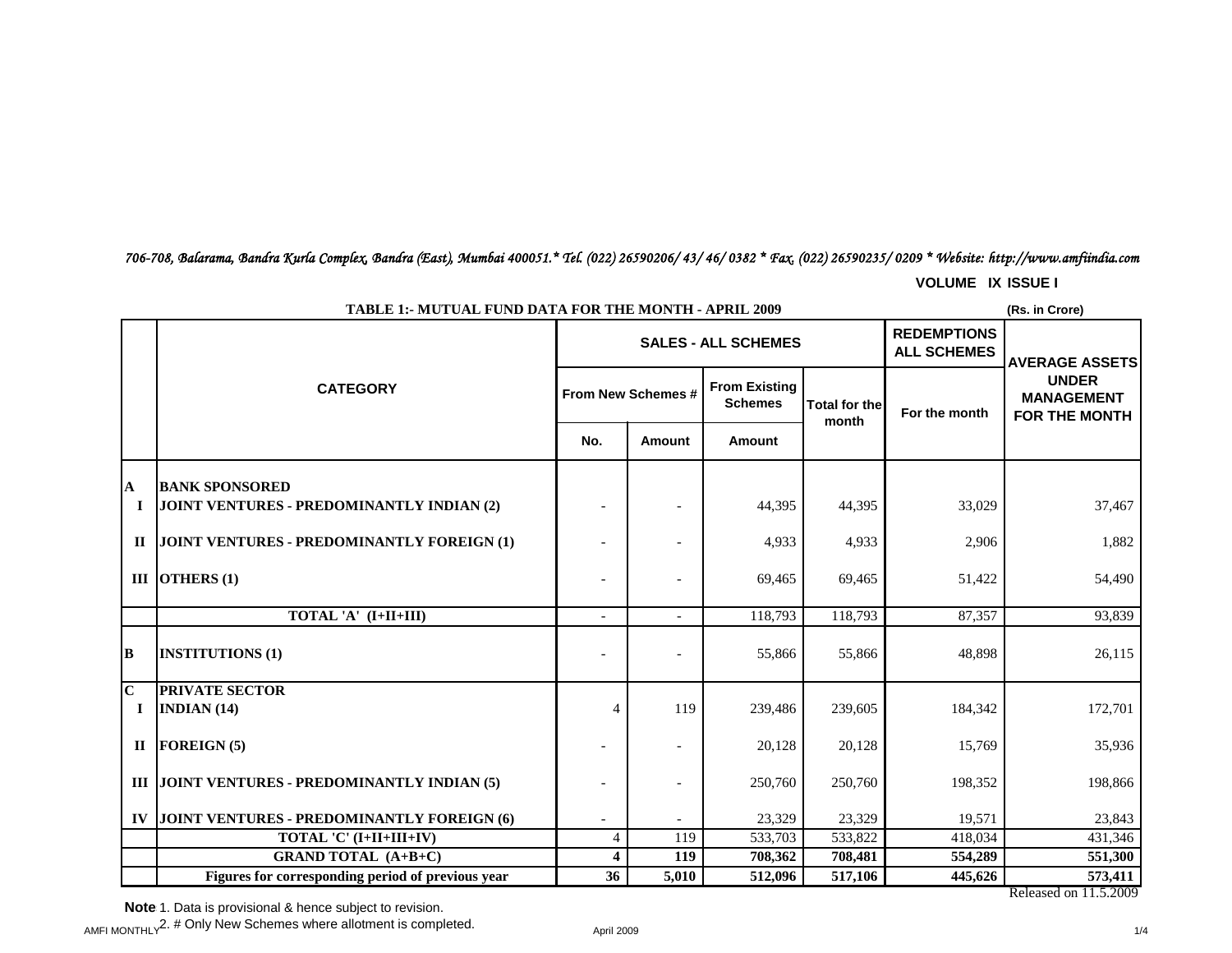*706-708, Balarama, Bandra Kurla Complex, Bandra (East), Mumbai 400051.* Tel. (022) 26590206/ 43/ 46/ 0382 * Fax. (022) 26590235/ 0209 * Website: http://www.amfiindia.com*

**VOLUME IX ISSUE I**

**TABLE 1:- MUTUAL FUND DATA FOR THE MONTH - APRIL 2009**

(Rs. in Crore)

| | CATEGORY | SALES - ALL SCHEMES | | | | REDEMPTIONS ALL SCHEMES | AVERAGE ASSETS UNDER MANAGEMENT FOR THE MONTH |
|---|---|---|---|---|---|---|---|
| | | From New Schemes # | | From Existing Schemes | Total for the month | For the month | |
| | | No. | Amount | Amount | | | |
| **A** | **BANK SPONSORED** | | | | | | |
| **I** | **JOINT VENTURES - PREDOMINANTLY INDIAN (2)** | - | - | 44,395 | 44,395 | 33,029 | 37,467 |
| **II** | **JOINT VENTURES - PREDOMINANTLY FOREIGN (1)** | - | - | 4,933 | 4,933 | 2,906 | 1,882 |
| **III** | **OTHERS (1)** | - | - | 69,465 | 69,465 | 51,422 | 54,490 |
| | **TOTAL 'A' (I+II+III)** | - | - | 118,793 | 118,793 | 87,357 | 93,839 |
| **B** | **INSTITUTIONS (1)** | - | - | 55,866 | 55,866 | 48,898 | 26,115 |
| **C** | **PRIVATE SECTOR** | | | | | | |
| **I** | **INDIAN (14)** | 4 | 119 | 239,486 | 239,605 | 184,342 | 172,701 |
| **II** | **FOREIGN (5)** | - | - | 20,128 | 20,128 | 15,769 | 35,936 |
| **III** | **JOINT VENTURES - PREDOMINANTLY INDIAN (5)** | - | - | 250,760 | 250,760 | 198,352 | 198,866 |
| **IV** | **JOINT VENTURES - PREDOMINANTLY FOREIGN (6)** | - | - | 23,329 | 23,329 | 19,571 | 23,843 |
| | **TOTAL 'C' (I+II+III+IV)** | 4 | 119 | 533,703 | 533,822 | 418,034 | 431,346 |
| | **GRAND TOTAL (A+B+C)** | **4** | **119** | **708,362** | **708,481** | **554,289** | **551,300** |
| | **Figures for corresponding period of previous year** | **36** | **5,010** | **512,096** | **517,106** | **445,626** | **573,411** |

Released on 11.5.2009

**Note** 1. Data is provisional & hence subject to revision.

2. # Only New Schemes where allotment is completed.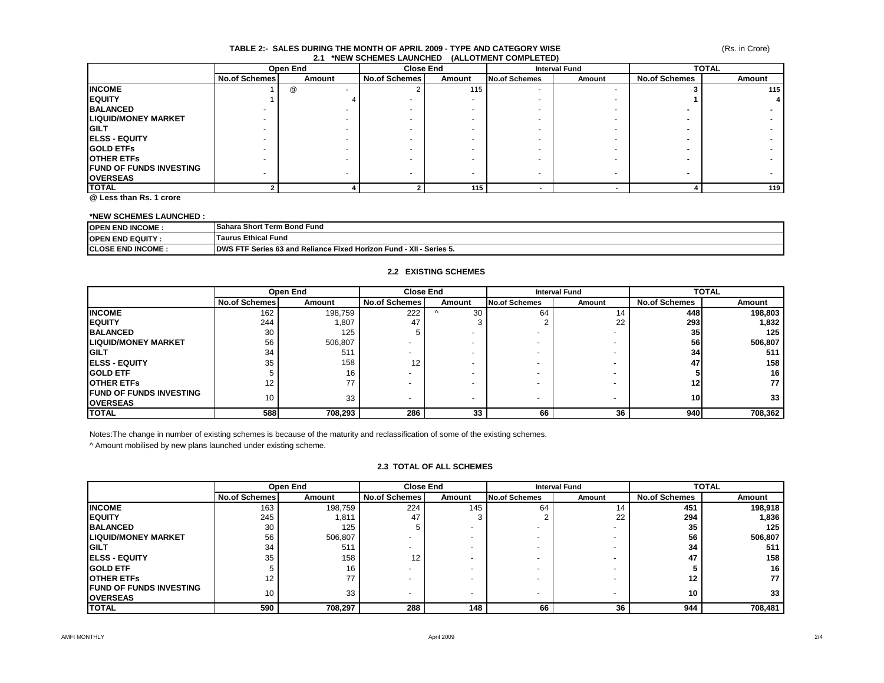### TABLE 2:- SALES DURING THE MONTH OF APRIL 2009 - TYPE AND CATEGORY WISE

(Rs. in Crore)

#### 2.1 *NEW SCHEMES LAUNCHED (ALLOTMENT COMPLETED)

| | Open End | | Close End | | Interval Fund | | TOTAL | |
|---|---|---|---|---|---|---|---|---|
| | No.of Schemes | Amount | No.of Schemes | Amount | No.of Schemes | Amount | No.of Schemes | Amount |
| INCOME | 1 | @ - | 2 | 115 | - | - | 3 | 115 |
| EQUITY | 1 | 4 | - | - | - | - | 1 | 4 |
| BALANCED | - | - | - | - | - | - | - | - |
| LIQUID/MONEY MARKET | - | - | - | - | - | - | - | - |
| GILT | - | - | - | - | - | - | - | - |
| ELSS - EQUITY | - | - | - | - | - | - | - | - |
| GOLD ETFs | - | - | - | - | - | - | - | - |
| OTHER ETFs | - | - | - | - | - | - | - | - |
| FUND OF FUNDS INVESTING OVERSEAS | - | - | - | - | - | - | - | - |
| TOTAL | 2 | 4 | 2 | 115 | - | - | 4 | 119 |

@ Less than Rs. 1 crore

**\*NEW SCHEMES LAUNCHED :**

| | |
|---|---|
| OPEN END INCOME : | Sahara Short Term Bond Fund |
| OPEN END EQUITY : | Taurus Ethical Fund |
| CLOSE END INCOME : | DWS FTF Series 63 and Reliance Fixed Horizon Fund - XII - Series 5. |

#### 2.2 EXISTING SCHEMES

| | Open End | | Close End | | Interval Fund | | TOTAL | |
|---|---|---|---|---|---|---|---|---|
| | No.of Schemes | Amount | No.of Schemes | Amount | No.of Schemes | Amount | No.of Schemes | Amount |
| INCOME | 162 | 198,759 | 222 | ^ 30 | 64 | 14 | 448 | 198,803 |
| EQUITY | 244 | 1,807 | 47 | 3 | 2 | 22 | 293 | 1,832 |
| BALANCED | 30 | 125 | 5 | - | - | - | 35 | 125 |
| LIQUID/MONEY MARKET | 56 | 506,807 | - | - | - | - | 56 | 506,807 |
| GILT | 34 | 511 | - | - | - | - | 34 | 511 |
| ELSS - EQUITY | 35 | 158 | 12 | - | - | - | 47 | 158 |
| GOLD ETF | 5 | 16 | - | - | - | - | 5 | 16 |
| OTHER ETFs | 12 | 77 | - | - | - | - | 12 | 77 |
| FUND OF FUNDS INVESTING OVERSEAS | 10 | 33 | - | - | - | - | 10 | 33 |
| TOTAL | 588 | 708,293 | 286 | 33 | 66 | 36 | 940 | 708,362 |

Notes:The change in number of existing schemes is because of the maturity and reclassification of some of the existing schemes.

^ Amount mobilised by new plans launched under existing scheme.

#### 2.3 TOTAL OF ALL SCHEMES

| | Open End | | Close End | | Interval Fund | | TOTAL | |
|---|---|---|---|---|---|---|---|---|
| | No.of Schemes | Amount | No.of Schemes | Amount | No.of Schemes | Amount | No.of Schemes | Amount |
| INCOME | 163 | 198,759 | 224 | 145 | 64 | 14 | 451 | 198,918 |
| EQUITY | 245 | 1,811 | 47 | 3 | 2 | 22 | 294 | 1,836 |
| BALANCED | 30 | 125 | 5 | - | - | - | 35 | 125 |
| LIQUID/MONEY MARKET | 56 | 506,807 | - | - | - | - | 56 | 506,807 |
| GILT | 34 | 511 | - | - | - | - | 34 | 511 |
| ELSS - EQUITY | 35 | 158 | 12 | - | - | - | 47 | 158 |
| GOLD ETF | 5 | 16 | - | - | - | - | 5 | 16 |
| OTHER ETFs | 12 | 77 | - | - | - | - | 12 | 77 |
| FUND OF FUNDS INVESTING OVERSEAS | 10 | 33 | - | - | - | - | 10 | 33 |
| TOTAL | 590 | 708,297 | 288 | 148 | 66 | 36 | 944 | 708,481 |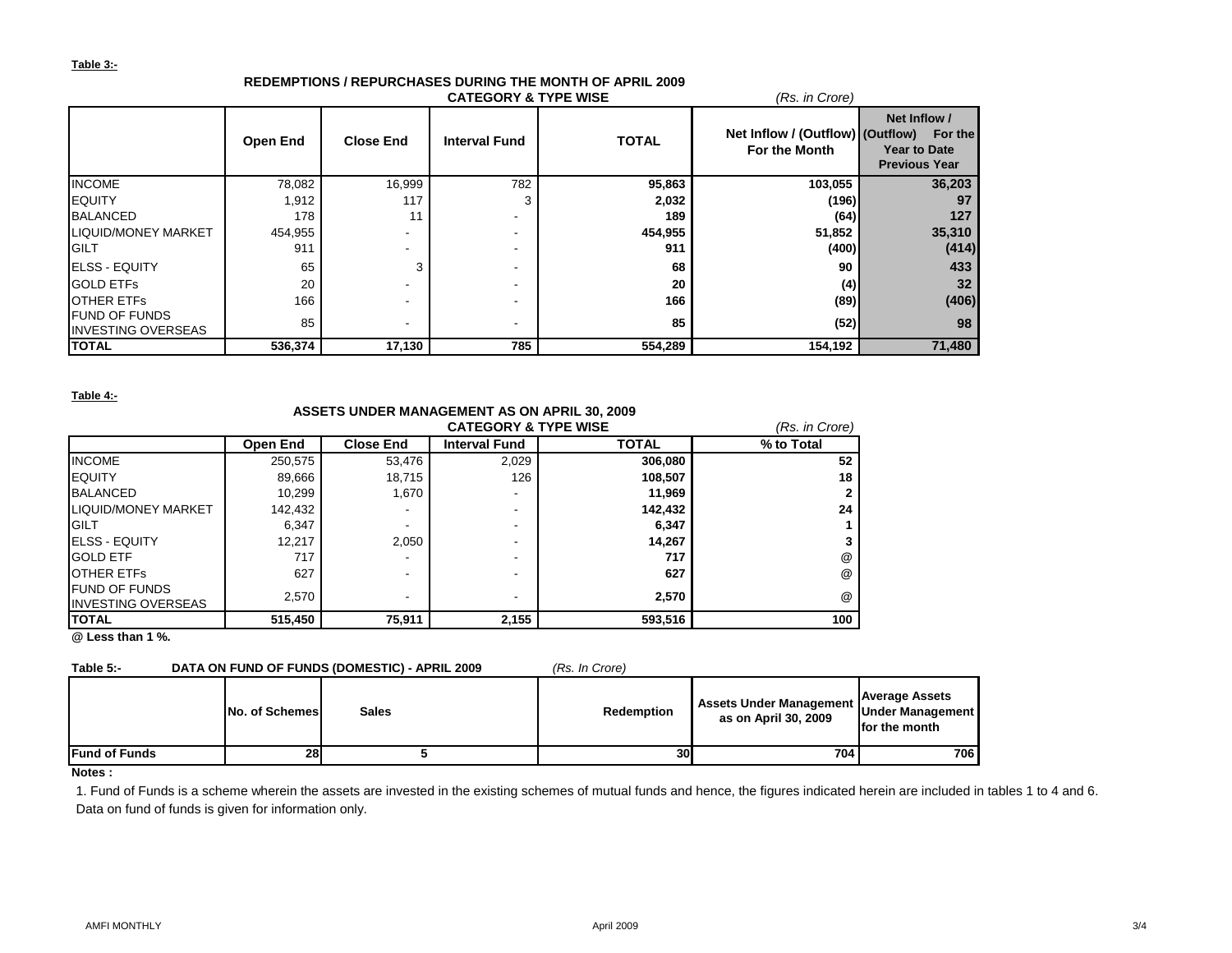**Table 3:-**

## REDEMPTIONS / REPURCHASES DURING THE MONTH OF APRIL 2009

**CATEGORY & TYPE WISE** *(Rs. in Crore)*

| | Open End | Close End | Interval Fund | TOTAL | Net Inflow / (Outflow) For the Month | Net Inflow / (Outflow) For the Year to Date Previous Year |
|---|---|---|---|---|---|---|
| INCOME | 78,082 | 16,999 | 782 | **95,863** | **103,055** | **36,203** |
| EQUITY | 1,912 | 117 | 3 | **2,032** | **(196)** | **97** |
| BALANCED | 178 | 11 | - | **189** | **(64)** | **127** |
| LIQUID/MONEY MARKET | 454,955 | - | - | **454,955** | **51,852** | **35,310** |
| GILT | 911 | - | - | **911** | **(400)** | **(414)** |
| ELSS - EQUITY | 65 | 3 | - | **68** | **90** | **433** |
| GOLD ETFs | 20 | - | - | **20** | **(4)** | **32** |
| OTHER ETFs | 166 | - | - | **166** | **(89)** | **(406)** |
| FUND OF FUNDS INVESTING OVERSEAS | 85 | - | - | **85** | **(52)** | **98** |
| **TOTAL** | **536,374** | **17,130** | **785** | **554,289** | **154,192** | **71,480** |

**Table 4:-**

## ASSETS UNDER MANAGEMENT AS ON APRIL 30, 2009

**CATEGORY & TYPE WISE** *(Rs. in Crore)*

| | Open End | Close End | Interval Fund | TOTAL | % to Total |
|---|---|---|---|---|---|
| INCOME | 250,575 | 53,476 | 2,029 | **306,080** | **52** |
| EQUITY | 89,666 | 18,715 | 126 | **108,507** | **18** |
| BALANCED | 10,299 | 1,670 | - | **11,969** | **2** |
| LIQUID/MONEY MARKET | 142,432 | - | - | **142,432** | **24** |
| GILT | 6,347 | - | - | **6,347** | **1** |
| ELSS - EQUITY | 12,217 | 2,050 | - | **14,267** | **3** |
| GOLD ETF | 717 | - | - | **717** | **@** |
| OTHER ETFs | 627 | - | - | **627** | **@** |
| FUND OF FUNDS INVESTING OVERSEAS | 2,570 | - | - | **2,570** | **@** |
| **TOTAL** | **515,450** | **75,911** | **2,155** | **593,516** | **100** |

**@ Less than 1 %.**

**Table 5:- DATA ON FUND OF FUNDS (DOMESTIC) - APRIL 2009** *(Rs. In Crore)*

| | No. of Schemes | Sales | Redemption | Assets Under Management as on April 30, 2009 | Average Assets Under Management for the month |
|---|---|---|---|---|---|
| **Fund of Funds** | **28** | **5** | **30** | **704** | **706** |

**Notes :**

1. Fund of Funds is a scheme wherein the assets are invested in the existing schemes of mutual funds and hence, the figures indicated herein are included in tables 1 to 4 and 6. Data on fund of funds is given for information only.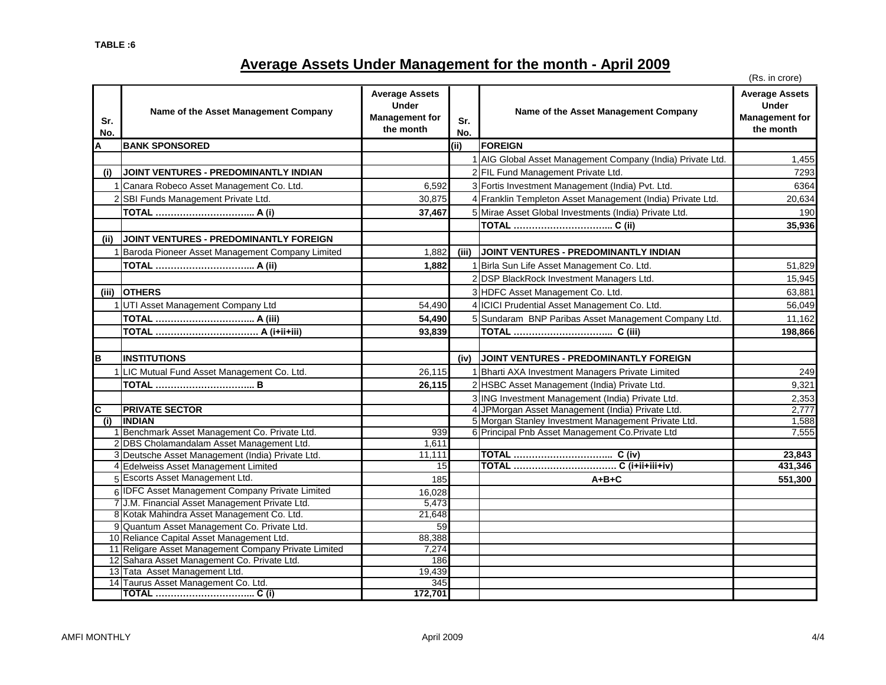TABLE :6

# Average Assets Under Management for the month - April 2009

(Rs. in crore)

| Sr. No. | Name of the Asset Management Company | Average Assets Under Management for the month | Sr. No. | Name of the Asset Management Company | Average Assets Under Management for the month |
|---|---|---|---|---|---|
| A | **BANK SPONSORED** | | (ii) | **FOREIGN** | |
| | | | 1 | AIG Global Asset Management Company (India) Private Ltd. | 1,455 |
| (i) | **JOINT VENTURES - PREDOMINANTLY INDIAN** | | 2 | FIL Fund Management Private Ltd. | 7293 |
| 1 | Canara Robeco Asset Management Co. Ltd. | 6,592 | 3 | Fortis Investment Management (India) Pvt. Ltd. | 6364 |
| 2 | SBI Funds Management Private Ltd. | 30,875 | 4 | Franklin Templeton Asset Management (India) Private Ltd. | 20,634 |
| | **TOTAL ………………………….. A (i)** | **37,467** | 5 | Mirae Asset Global Investments (India) Private Ltd. | 190 |
| | | | | **TOTAL ………………………….. C (ii)** | **35,936** |
| (ii) | **JOINT VENTURES - PREDOMINANTLY FOREIGN** | | | | |
| 1 | Baroda Pioneer Asset Management Company Limited | 1,882 | (iii) | **JOINT VENTURES - PREDOMINANTLY INDIAN** | |
| | **TOTAL ………………………….. A (ii)** | **1,882** | 1 | Birla Sun Life Asset Management Co. Ltd. | 51,829 |
| | | | 2 | DSP BlackRock Investment Managers Ltd. | 15,945 |
| (iii) | **OTHERS** | | 3 | HDFC Asset Management Co. Ltd. | 63,881 |
| 1 | UTI Asset Management Company Ltd | 54,490 | 4 | ICICI Prudential Asset Management Co. Ltd. | 56,049 |
| | **TOTAL ………………………….. A (iii)** | **54,490** | 5 | Sundaram BNP Paribas Asset Management Company Ltd. | 11,162 |
| | **TOTAL …………………………… A (i+ii+iii)** | **93,839** | | **TOTAL ………………………….. C (iii)** | **198,866** |
| | | | | | |
| B | **INSTITUTIONS** | | (iv) | **JOINT VENTURES - PREDOMINANTLY FOREIGN** | |
| 1 | LIC Mutual Fund Asset Management Co. Ltd. | 26,115 | 1 | Bharti AXA Investment Managers Private Limited | 249 |
| | **TOTAL ………………………….. B** | **26,115** | 2 | HSBC Asset Management (India) Private Ltd. | 9,321 |
| | | | 3 | ING Investment Management (India) Private Ltd. | 2,353 |
| C | **PRIVATE SECTOR** | | 4 | JPMorgan Asset Management (India) Private Ltd. | 2,777 |
| (i) | **INDIAN** | | 5 | Morgan Stanley Investment Management Private Ltd. | 1,588 |
| 1 | Benchmark Asset Management Co. Private Ltd. | 939 | 6 | Principal Pnb Asset Management Co.Private Ltd | 7,555 |
| 2 | DBS Cholamandalam Asset Management Ltd. | 1,611 | | | |
| 3 | Deutsche Asset Management (India) Private Ltd. | 11,111 | | **TOTAL ………………………….. C (iv)** | **23,843** |
| 4 | Edelweiss Asset Management Limited | 15 | | **TOTAL …………………………… C (i+ii+iii+iv)** | **431,346** |
| 5 | Escorts Asset Management Ltd. | 185 | | **A+B+C** | **551,300** |
| 6 | IDFC Asset Management Company Private Limited | 16,028 | | | |
| 7 | J.M. Financial Asset Management Private Ltd. | 5,473 | | | |
| 8 | Kotak Mahindra Asset Management Co. Ltd. | 21,648 | | | |
| 9 | Quantum Asset Management Co. Private Ltd. | 59 | | | |
| 10 | Reliance Capital Asset Management Ltd. | 88,388 | | | |
| 11 | Religare Asset Management Company Private Limited | 7,274 | | | |
| 12 | Sahara Asset Management Co. Private Ltd. | 186 | | | |
| 13 | Tata Asset Management Ltd. | 19,439 | | | |
| 14 | Taurus Asset Management Co. Ltd. | 345 | | | |
| | **TOTAL ………………………….. C (i)** | **172,701** | | | |